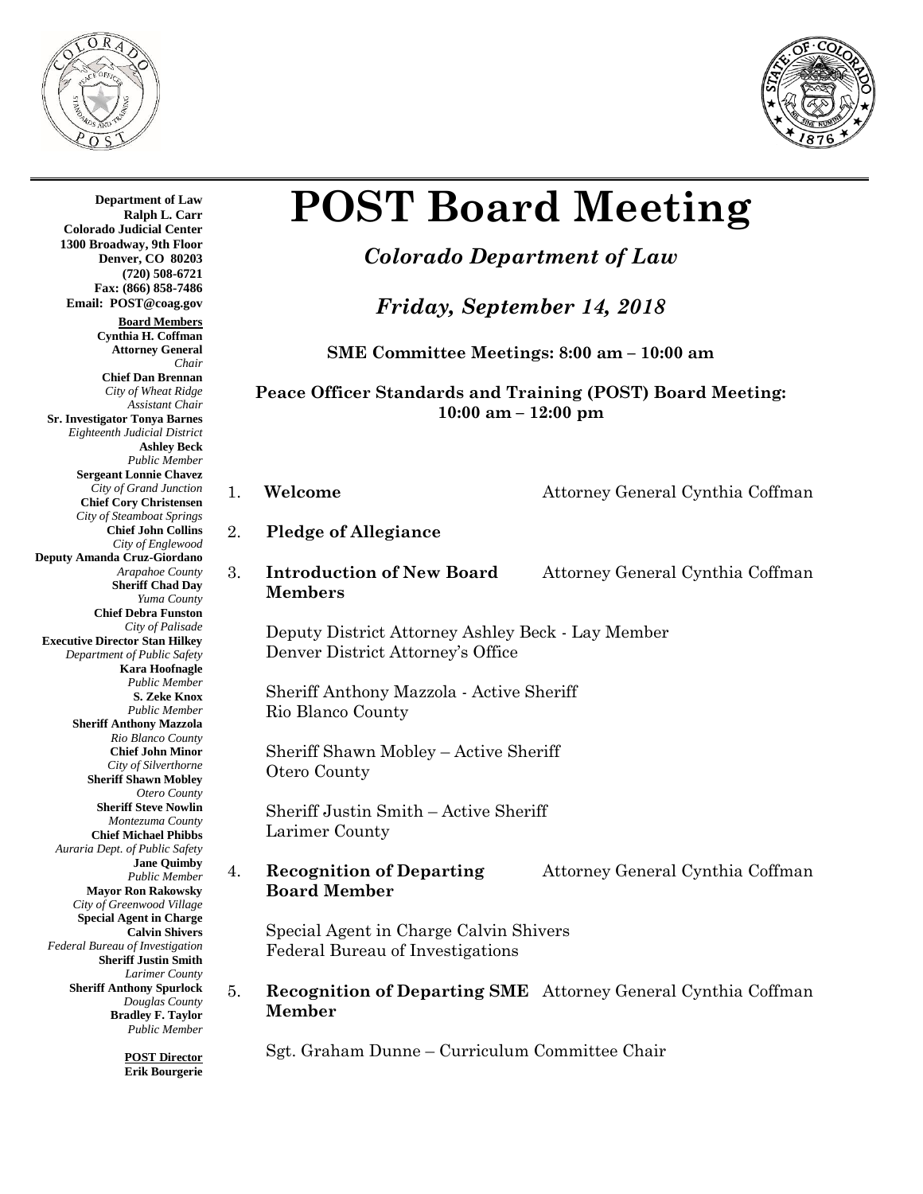**Department of Law**
**Ralph L. Carr**
**Colorado Judicial Center**
**1300 Broadway, 9th Floor**
**Denver, CO 80203**
**(720) 508-6721**
**Fax: (866) 858-7486**
**Email: POST@coag.gov**

**Board Members**

**Cynthia H. Coffman**
**Attorney General**
*Chair*

**Chief Dan Brennan**
*City of Wheat Ridge*
*Assistant Chair*

**Sr. Investigator Tonya Barnes**
*Eighteenth Judicial District*

**Ashley Beck**
*Public Member*

**Sergeant Lonnie Chavez**
*City of Grand Junction*

**Chief Cory Christensen**
*City of Steamboat Springs*

**Chief John Collins**
*City of Englewood*

**Deputy Amanda Cruz-Giordano**
*Arapahoe County*

**Sheriff Chad Day**
*Yuma County*

**Chief Debra Funston**
*City of Palisade*

**Executive Director Stan Hilkey**
*Department of Public Safety*

**Kara Hoofnagle**
*Public Member*

**S. Zeke Knox**
*Public Member*

**Sheriff Anthony Mazzola**
*Rio Blanco County*

**Chief John Minor**
*City of Silverthorne*

**Sheriff Shawn Mobley**
*Otero County*

**Sheriff Steve Nowlin**
*Montezuma County*

**Chief Michael Phibbs**
*Auraria Dept. of Public Safety*

**Jane Quimby**
*Public Member*

**Mayor Ron Rakowsky**
*City of Greenwood Village*

**Special Agent in Charge Calvin Shivers**
*Federal Bureau of Investigation*

**Sheriff Justin Smith**
*Larimer County*

**Sheriff Anthony Spurlock**
*Douglas County*

**Bradley F. Taylor**
*Public Member*

**POST Director**
**Erik Bourgerie**

# POST Board Meeting

## *Colorado Department of Law*

## *Friday, September 14, 2018*

**SME Committee Meetings: 8:00 am – 10:00 am**

**Peace Officer Standards and Training (POST) Board Meeting: 10:00 am – 12:00 pm**

1. **Welcome** — Attorney General Cynthia Coffman

2. **Pledge of Allegiance**

3. **Introduction of New Board Members** — Attorney General Cynthia Coffman

   Deputy District Attorney Ashley Beck - Lay Member
   Denver District Attorney's Office

   Sheriff Anthony Mazzola - Active Sheriff
   Rio Blanco County

   Sheriff Shawn Mobley – Active Sheriff
   Otero County

   Sheriff Justin Smith – Active Sheriff
   Larimer County

4. **Recognition of Departing Board Member** — Attorney General Cynthia Coffman

   Special Agent in Charge Calvin Shivers
   Federal Bureau of Investigations

5. **Recognition of Departing SME Member** — Attorney General Cynthia Coffman

   Sgt. Graham Dunne – Curriculum Committee Chair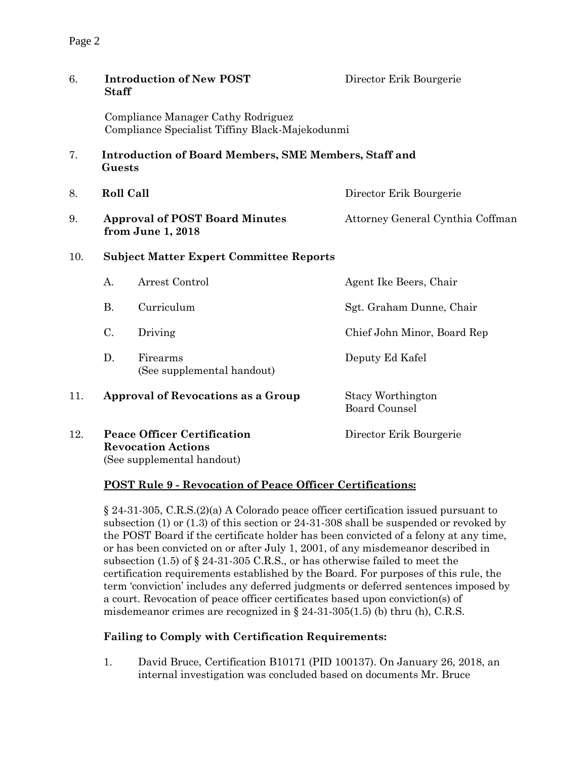6. **Introduction of New POST Staff** — Director Erik Bourgerie

   Compliance Manager Cathy Rodriguez
   Compliance Specialist Tiffiny Black-Majekodunmi

7. **Introduction of Board Members, SME Members, Staff and Guests**

8. **Roll Call** — Director Erik Bourgerie

9. **Approval of POST Board Minutes from June 1, 2018** — Attorney General Cynthia Coffman

10. **Subject Matter Expert Committee Reports**

| | | |
|---|---|---|
| A. | Arrest Control | Agent Ike Beers, Chair |
| B. | Curriculum | Sgt. Graham Dunne, Chair |
| C. | Driving | Chief John Minor, Board Rep |
| D. | Firearms (See supplemental handout) | Deputy Ed Kafel |

11. **Approval of Revocations as a Group** — Stacy Worthington, Board Counsel

12. **Peace Officer Certification Revocation Actions** (See supplemental handout) — Director Erik Bourgerie

**POST Rule 9 - Revocation of Peace Officer Certifications:**

§ 24-31-305, C.R.S.(2)(a) A Colorado peace officer certification issued pursuant to subsection (1) or (1.3) of this section or 24-31-308 shall be suspended or revoked by the POST Board if the certificate holder has been convicted of a felony at any time, or has been convicted on or after July 1, 2001, of any misdemeanor described in subsection (1.5) of § 24-31-305 C.R.S., or has otherwise failed to meet the certification requirements established by the Board. For purposes of this rule, the term 'conviction' includes any deferred judgments or deferred sentences imposed by a court. Revocation of peace officer certificates based upon conviction(s) of misdemeanor crimes are recognized in § 24-31-305(1.5) (b) thru (h), C.R.S.

**Failing to Comply with Certification Requirements:**

1. David Bruce, Certification B10171 (PID 100137). On January 26, 2018, an internal investigation was concluded based on documents Mr. Bruce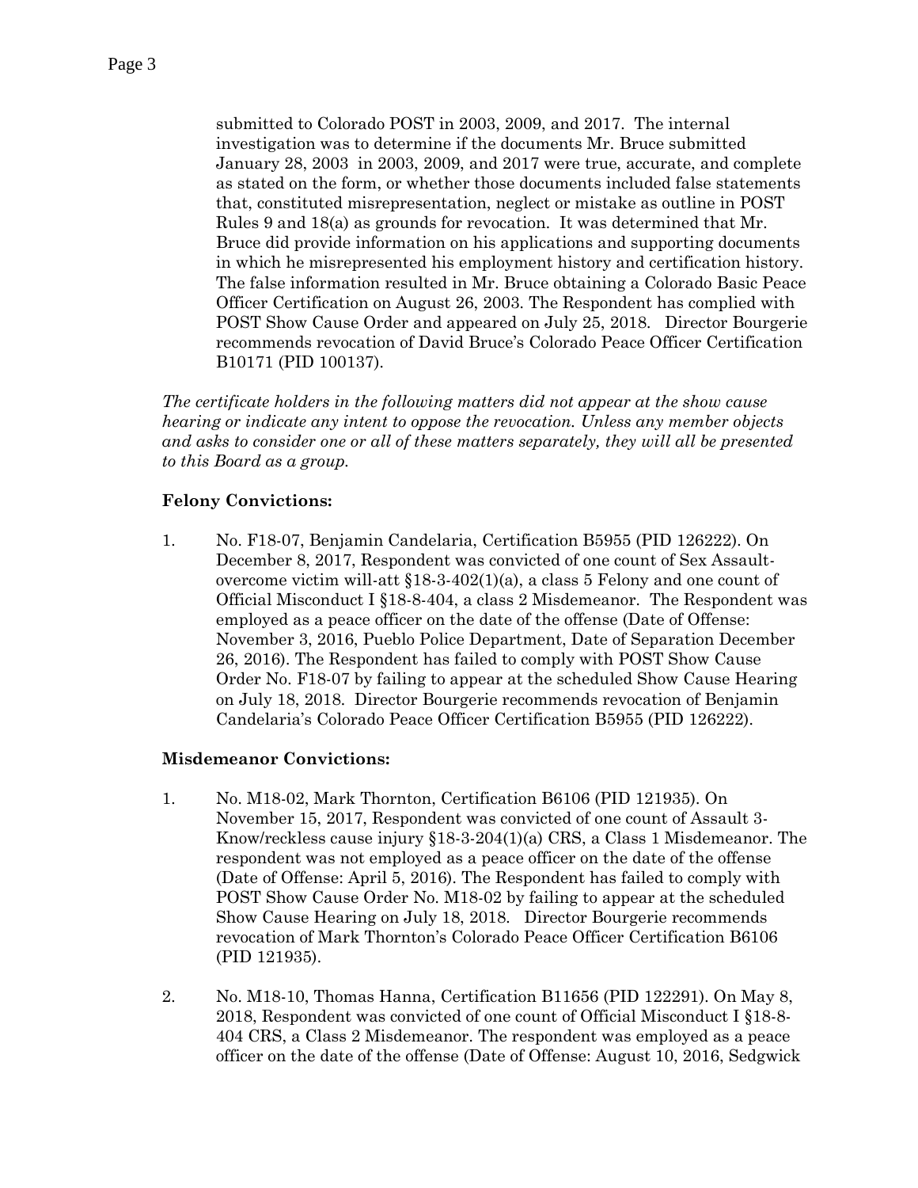submitted to Colorado POST in 2003, 2009, and 2017. The internal investigation was to determine if the documents Mr. Bruce submitted January 28, 2003 in 2003, 2009, and 2017 were true, accurate, and complete as stated on the form, or whether those documents included false statements that, constituted misrepresentation, neglect or mistake as outline in POST Rules 9 and 18(a) as grounds for revocation. It was determined that Mr. Bruce did provide information on his applications and supporting documents in which he misrepresented his employment history and certification history. The false information resulted in Mr. Bruce obtaining a Colorado Basic Peace Officer Certification on August 26, 2003. The Respondent has complied with POST Show Cause Order and appeared on July 25, 2018. Director Bourgerie recommends revocation of David Bruce's Colorado Peace Officer Certification B10171 (PID 100137).

*The certificate holders in the following matters did not appear at the show cause hearing or indicate any intent to oppose the revocation. Unless any member objects and asks to consider one or all of these matters separately, they will all be presented to this Board as a group.*

**Felony Convictions:**

1. No. F18-07, Benjamin Candelaria, Certification B5955 (PID 126222). On December 8, 2017, Respondent was convicted of one count of Sex Assault-overcome victim will-att §18-3-402(1)(a), a class 5 Felony and one count of Official Misconduct I §18-8-404, a class 2 Misdemeanor. The Respondent was employed as a peace officer on the date of the offense (Date of Offense: November 3, 2016, Pueblo Police Department, Date of Separation December 26, 2016). The Respondent has failed to comply with POST Show Cause Order No. F18-07 by failing to appear at the scheduled Show Cause Hearing on July 18, 2018. Director Bourgerie recommends revocation of Benjamin Candelaria's Colorado Peace Officer Certification B5955 (PID 126222).

**Misdemeanor Convictions:**

1. No. M18-02, Mark Thornton, Certification B6106 (PID 121935). On November 15, 2017, Respondent was convicted of one count of Assault 3-Know/reckless cause injury §18-3-204(1)(a) CRS, a Class 1 Misdemeanor. The respondent was not employed as a peace officer on the date of the offense (Date of Offense: April 5, 2016). The Respondent has failed to comply with POST Show Cause Order No. M18-02 by failing to appear at the scheduled Show Cause Hearing on July 18, 2018. Director Bourgerie recommends revocation of Mark Thornton's Colorado Peace Officer Certification B6106 (PID 121935).

2. No. M18-10, Thomas Hanna, Certification B11656 (PID 122291). On May 8, 2018, Respondent was convicted of one count of Official Misconduct I §18-8-404 CRS, a Class 2 Misdemeanor. The respondent was employed as a peace officer on the date of the offense (Date of Offense: August 10, 2016, Sedgwick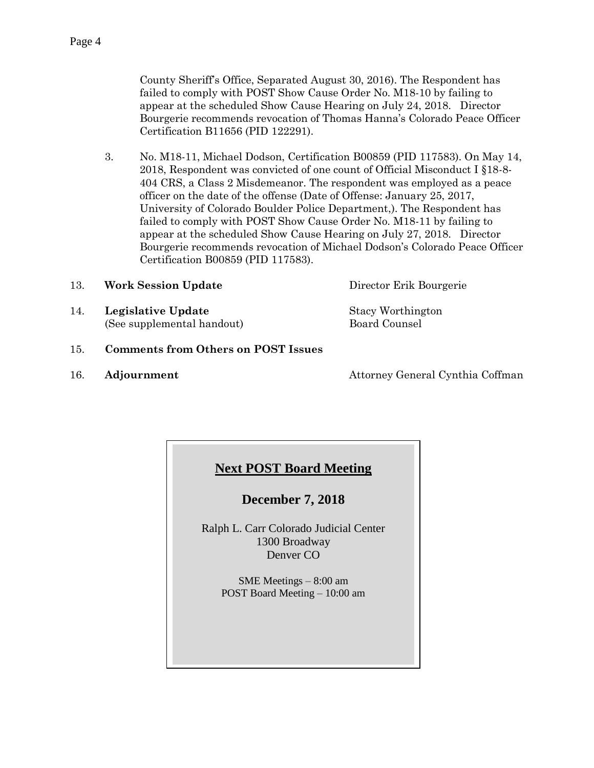County Sheriff's Office, Separated August 30, 2016). The Respondent has failed to comply with POST Show Cause Order No. M18-10 by failing to appear at the scheduled Show Cause Hearing on July 24, 2018. Director Bourgerie recommends revocation of Thomas Hanna's Colorado Peace Officer Certification B11656 (PID 122291).

3. No. M18-11, Michael Dodson, Certification B00859 (PID 117583). On May 14, 2018, Respondent was convicted of one count of Official Misconduct I §18-8-404 CRS, a Class 2 Misdemeanor. The respondent was employed as a peace officer on the date of the offense (Date of Offense: January 25, 2017, University of Colorado Boulder Police Department,). The Respondent has failed to comply with POST Show Cause Order No. M18-11 by failing to appear at the scheduled Show Cause Hearing on July 27, 2018. Director Bourgerie recommends revocation of Michael Dodson's Colorado Peace Officer Certification B00859 (PID 117583).

13. **Work Session Update** — Director Erik Bourgerie

14. **Legislative Update** (See supplemental handout) — Stacy Worthington, Board Counsel

15. **Comments from Others on POST Issues**

16. **Adjournment** — Attorney General Cynthia Coffman

## Next POST Board Meeting

**December 7, 2018**

Ralph L. Carr Colorado Judicial Center
1300 Broadway
Denver CO

SME Meetings – 8:00 am
POST Board Meeting – 10:00 am